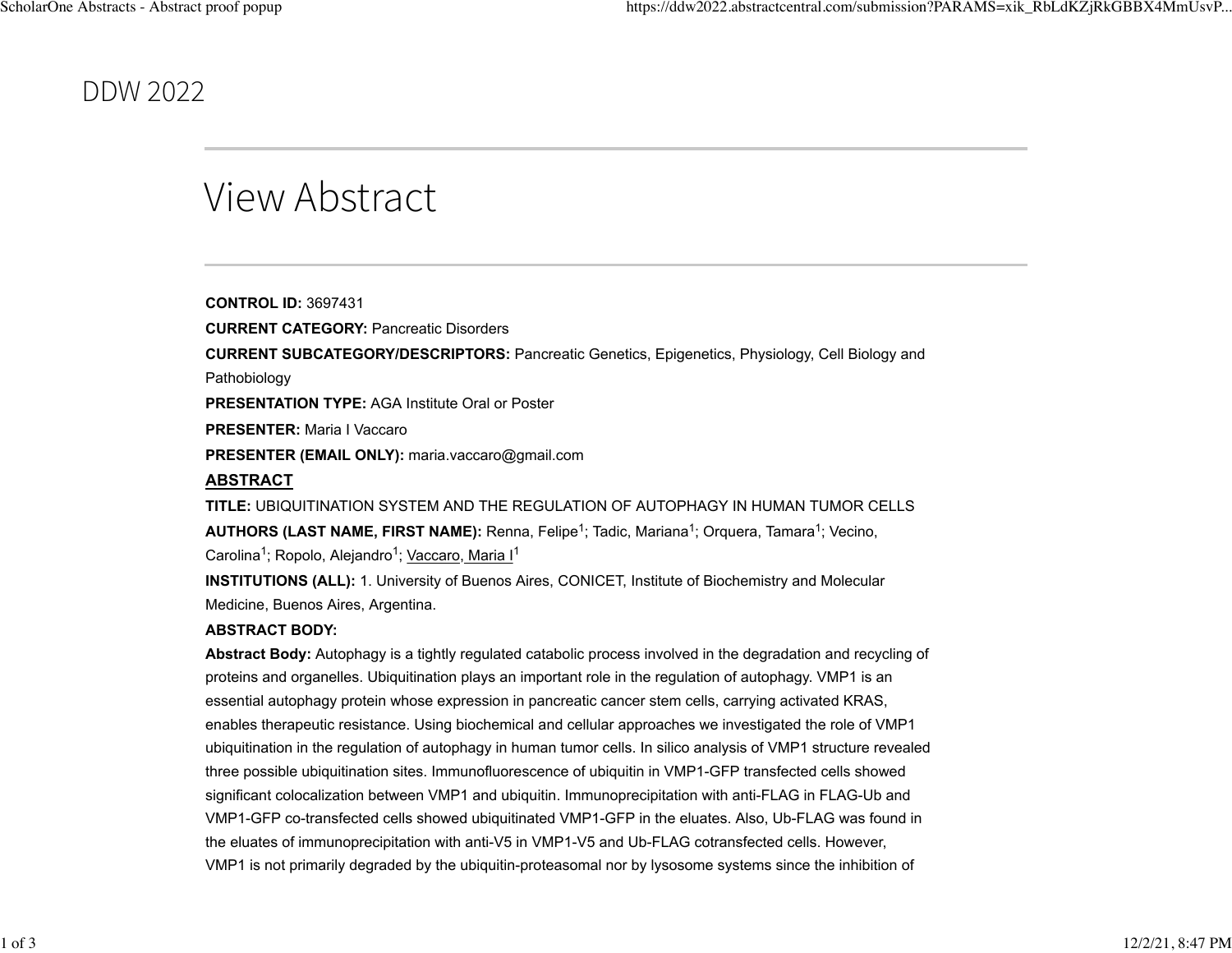DDW 2022

# View Abstract

**CONTROL ID:** 3697431

**CURRENT CATEGORY:** Pancreatic Disorders

**CURRENT SUBCATEGORY/DESCRIPTORS:** Pancreatic Genetics, Epigenetics, Physiology, Cell Biology and Pathobiology

**PRESENTATION TYPE:** AGA Institute Oral or Poster

**PRESENTER:** Maria I Vaccaro

**PRESENTER (EMAIL ONLY):** maria.vaccaro@gmail.com

## ABSTRACT

**TITLE:** UBIQUITINATION SYSTEM AND THE REGULATION OF AUTOPHAGY IN HUMAN TUMOR CELLS

**AUTHORS (LAST NAME, FIRST NAME):** Renna, Felipe[1]; Tadic, Mariana[1]; Orquera, Tamara[1]; Vecino, Carolina[1]; Ropolo, Alejandro[1]; Vaccaro, Maria I[1]

**INSTITUTIONS (ALL):** 1. University of Buenos Aires, CONICET, Institute of Biochemistry and Molecular Medicine, Buenos Aires, Argentina.

**ABSTRACT BODY:**

**Abstract Body:** Autophagy is a tightly regulated catabolic process involved in the degradation and recycling of proteins and organelles. Ubiquitination plays an important role in the regulation of autophagy. VMP1 is an essential autophagy protein whose expression in pancreatic cancer stem cells, carrying activated KRAS, enables therapeutic resistance. Using biochemical and cellular approaches we investigated the role of VMP1 ubiquitination in the regulation of autophagy in human tumor cells. In silico analysis of VMP1 structure revealed three possible ubiquitination sites. Immunofluorescence of ubiquitin in VMP1-GFP transfected cells showed significant colocalization between VMP1 and ubiquitin. Immunoprecipitation with anti-FLAG in FLAG-Ub and VMP1-GFP co-transfected cells showed ubiquitinated VMP1-GFP in the eluates. Also, Ub-FLAG was found in the eluates of immunoprecipitation with anti-V5 in VMP1-V5 and Ub-FLAG cotransfected cells. However, VMP1 is not primarily degraded by the ubiquitin-proteasomal nor by lysosome systems since the inhibition of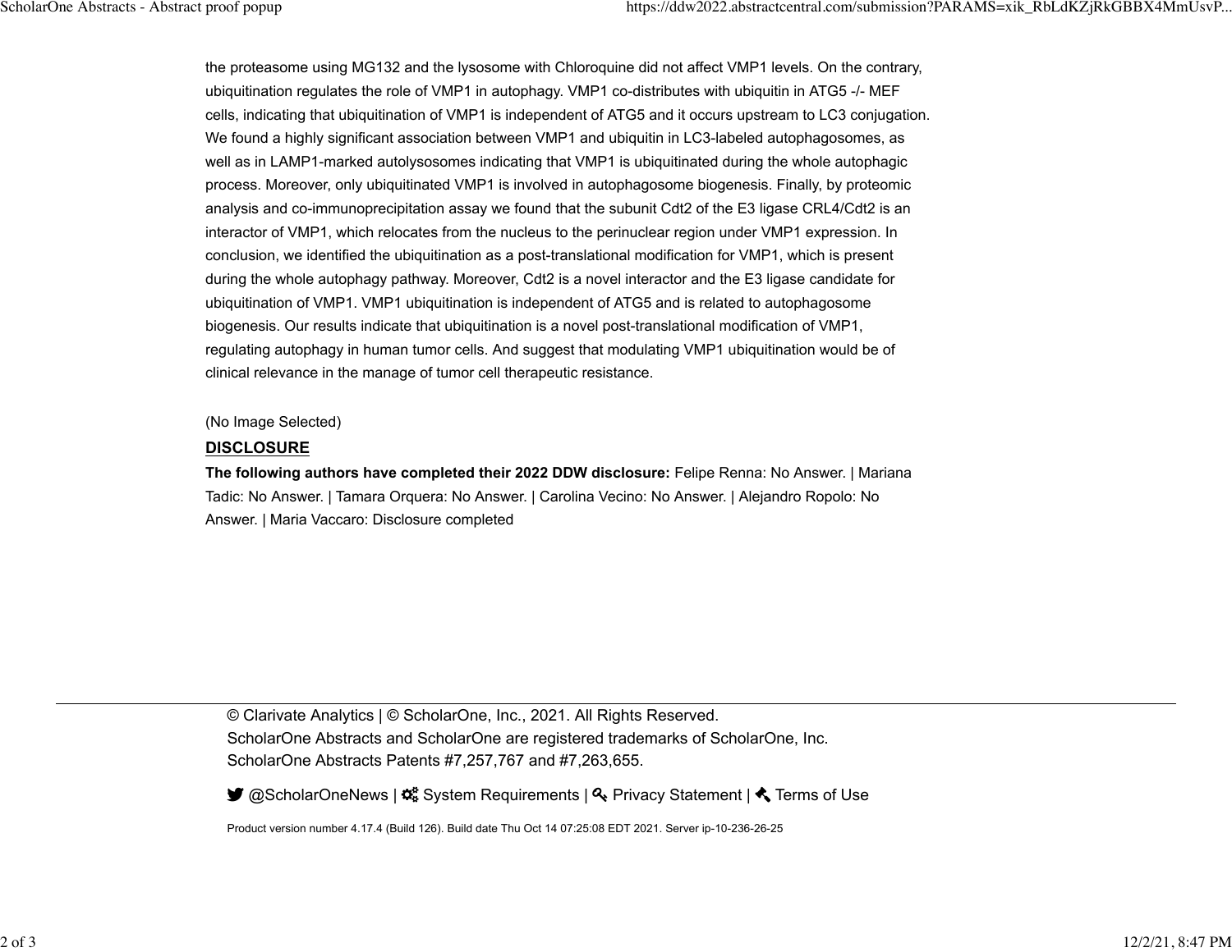the proteasome using MG132 and the lysosome with Chloroquine did not affect VMP1 levels. On the contrary, ubiquitination regulates the role of VMP1 in autophagy. VMP1 co-distributes with ubiquitin in ATG5 -/- MEF cells, indicating that ubiquitination of VMP1 is independent of ATG5 and it occurs upstream to LC3 conjugation. We found a highly significant association between VMP1 and ubiquitin in LC3-labeled autophagosomes, as well as in LAMP1-marked autolysosomes indicating that VMP1 is ubiquitinated during the whole autophagic process. Moreover, only ubiquitinated VMP1 is involved in autophagosome biogenesis. Finally, by proteomic analysis and co-immunoprecipitation assay we found that the subunit Cdt2 of the E3 ligase CRL4/Cdt2 is an interactor of VMP1, which relocates from the nucleus to the perinuclear region under VMP1 expression. In conclusion, we identified the ubiquitination as a post-translational modification for VMP1, which is present during the whole autophagy pathway. Moreover, Cdt2 is a novel interactor and the E3 ligase candidate for ubiquitination of VMP1. VMP1 ubiquitination is independent of ATG5 and is related to autophagosome biogenesis. Our results indicate that ubiquitination is a novel post-translational modification of VMP1, regulating autophagy in human tumor cells. And suggest that modulating VMP1 ubiquitination would be of clinical relevance in the manage of tumor cell therapeutic resistance.

(No Image Selected)

## DISCLOSURE

**The following authors have completed their 2022 DDW disclosure:** Felipe Renna: No Answer. | Mariana Tadic: No Answer. | Tamara Orquera: No Answer. | Carolina Vecino: No Answer. | Alejandro Ropolo: No Answer. | Maria Vaccaro: Disclosure completed